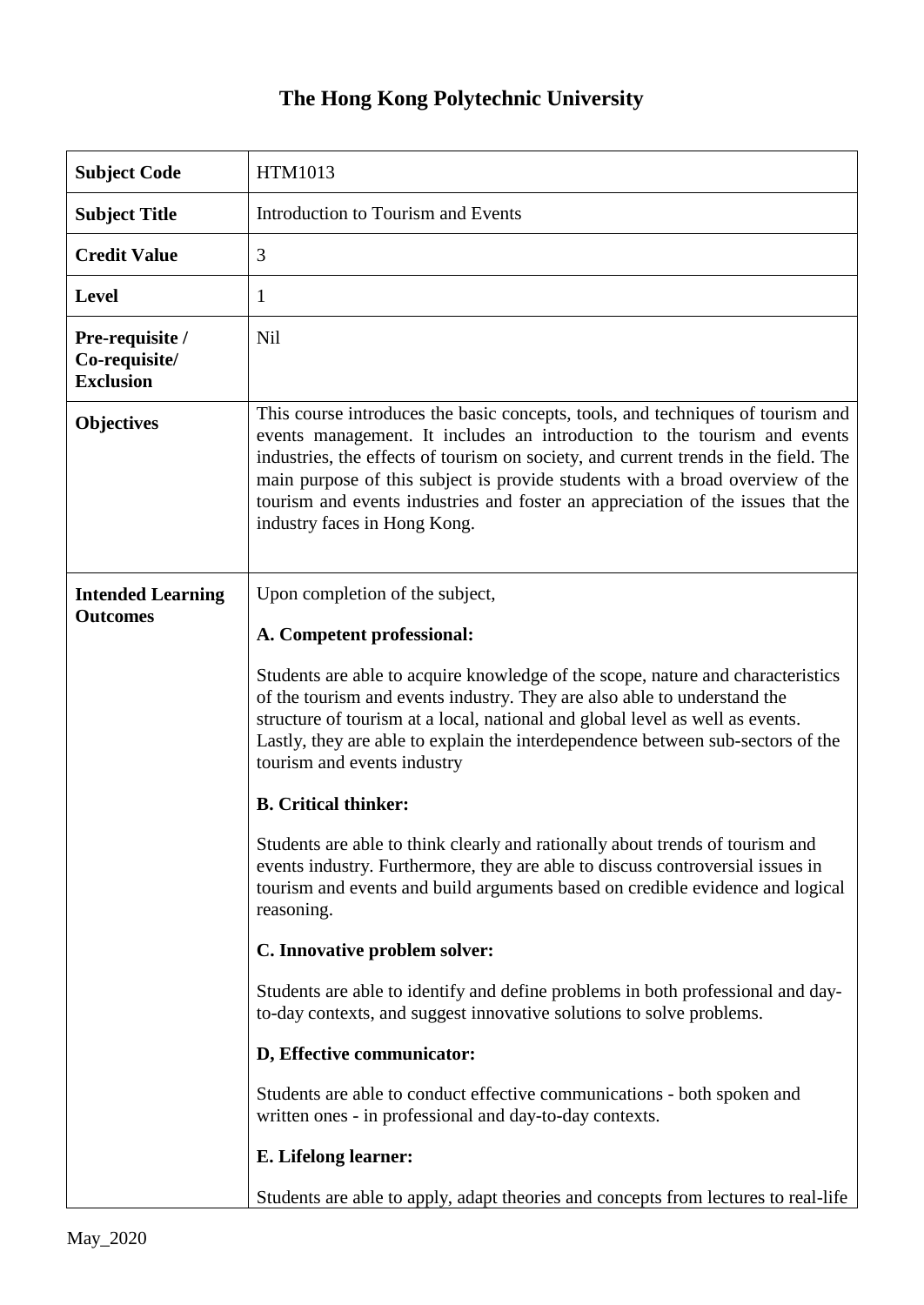# The Hong Kong Polytechnic University

| **Subject Code** | HTM1013 |
|---|---|
| **Subject Title** | Introduction to Tourism and Events |
| **Credit Value** | 3 |
| **Level** | 1 |
| **Pre-requisite / Co-requisite/ Exclusion** | Nil |
| **Objectives** | This course introduces the basic concepts, tools, and techniques of tourism and events management. It includes an introduction to the tourism and events industries, the effects of tourism on society, and current trends in the field. The main purpose of this subject is provide students with a broad overview of the tourism and events industries and foster an appreciation of the issues that the industry faces in Hong Kong. |
| **Intended Learning Outcomes** | Upon completion of the subject,<br><br>**A. Competent professional:**<br><br>Students are able to acquire knowledge of the scope, nature and characteristics of the tourism and events industry. They are also able to understand the structure of tourism at a local, national and global level as well as events. Lastly, they are able to explain the interdependence between sub-sectors of the tourism and events industry<br><br>**B. Critical thinker:**<br><br>Students are able to think clearly and rationally about trends of tourism and events industry. Furthermore, they are able to discuss controversial issues in tourism and events and build arguments based on credible evidence and logical reasoning.<br><br>**C. Innovative problem solver:**<br><br>Students are able to identify and define problems in both professional and day-to-day contexts, and suggest innovative solutions to solve problems.<br><br>**D, Effective communicator:**<br><br>Students are able to conduct effective communications - both spoken and written ones - in professional and day-to-day contexts.<br><br>**E. Lifelong learner:**<br><br>Students are able to apply, adapt theories and concepts from lectures to real-life |

May_2020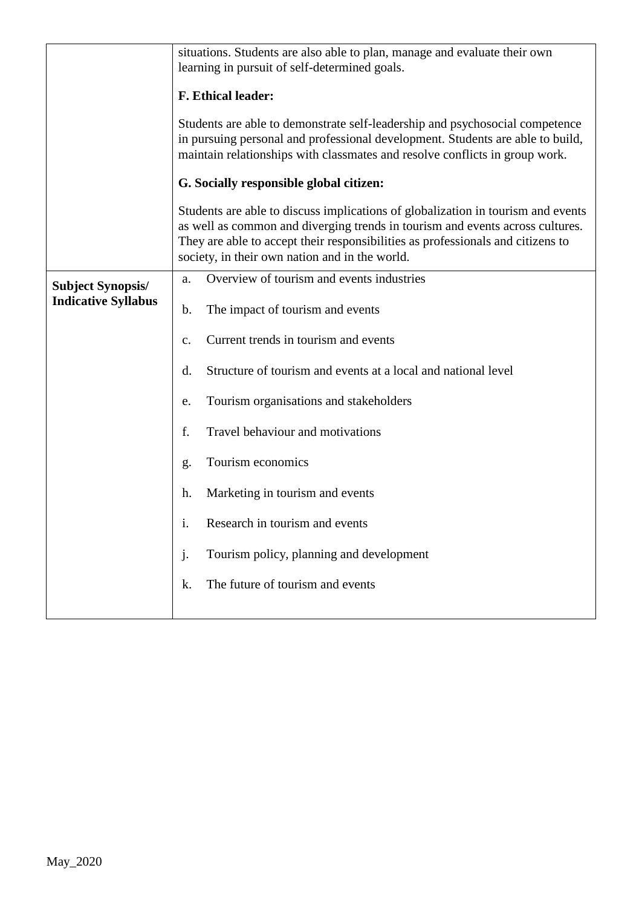| | |
|---|---|
| | situations. Students are also able to plan, manage and evaluate their own learning in pursuit of self-determined goals.<br><br>**F. Ethical leader:**<br><br>Students are able to demonstrate self-leadership and psychosocial competence in pursuing personal and professional development. Students are able to build, maintain relationships with classmates and resolve conflicts in group work.<br><br>**G. Socially responsible global citizen:**<br><br>Students are able to discuss implications of globalization in tourism and events as well as common and diverging trends in tourism and events across cultures. They are able to accept their responsibilities as professionals and citizens to society, in their own nation and in the world. |
| **Subject Synopsis/ Indicative Syllabus** | a. Overview of tourism and events industries<br><br>b. The impact of tourism and events<br><br>c. Current trends in tourism and events<br><br>d. Structure of tourism and events at a local and national level<br><br>e. Tourism organisations and stakeholders<br><br>f. Travel behaviour and motivations<br><br>g. Tourism economics<br><br>h. Marketing in tourism and events<br><br>i. Research in tourism and events<br><br>j. Tourism policy, planning and development<br><br>k. The future of tourism and events |